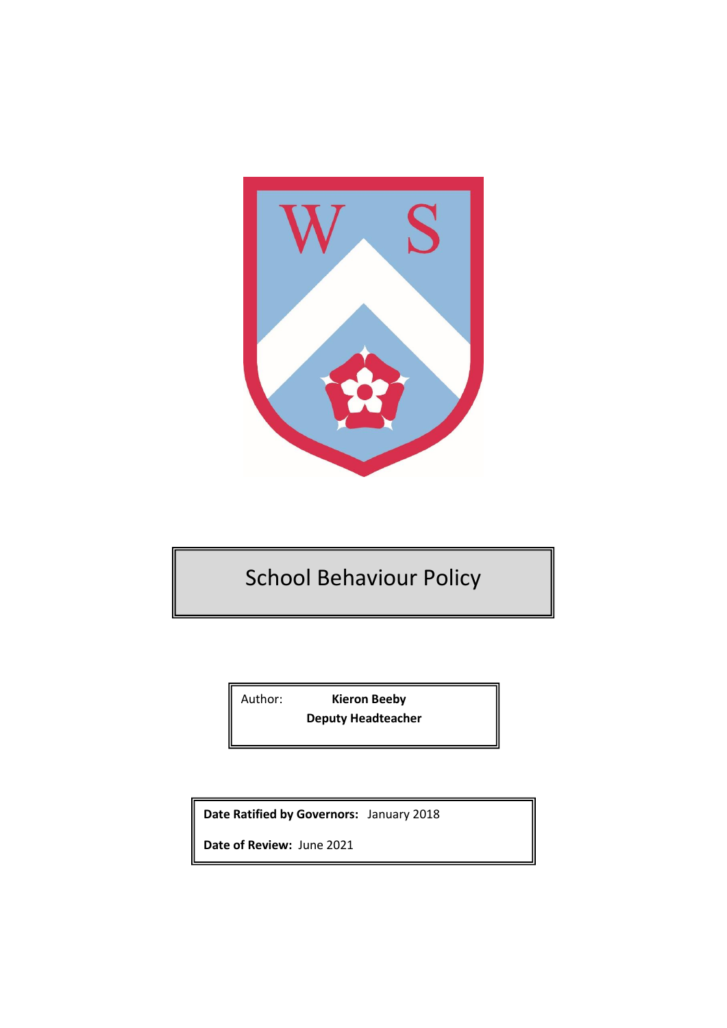# School Behaviour Policy

Author: **Kieron Beeby**
**Deputy Headteacher**

**Date Ratified by Governors:** January 2018

**Date of Review:** June 2021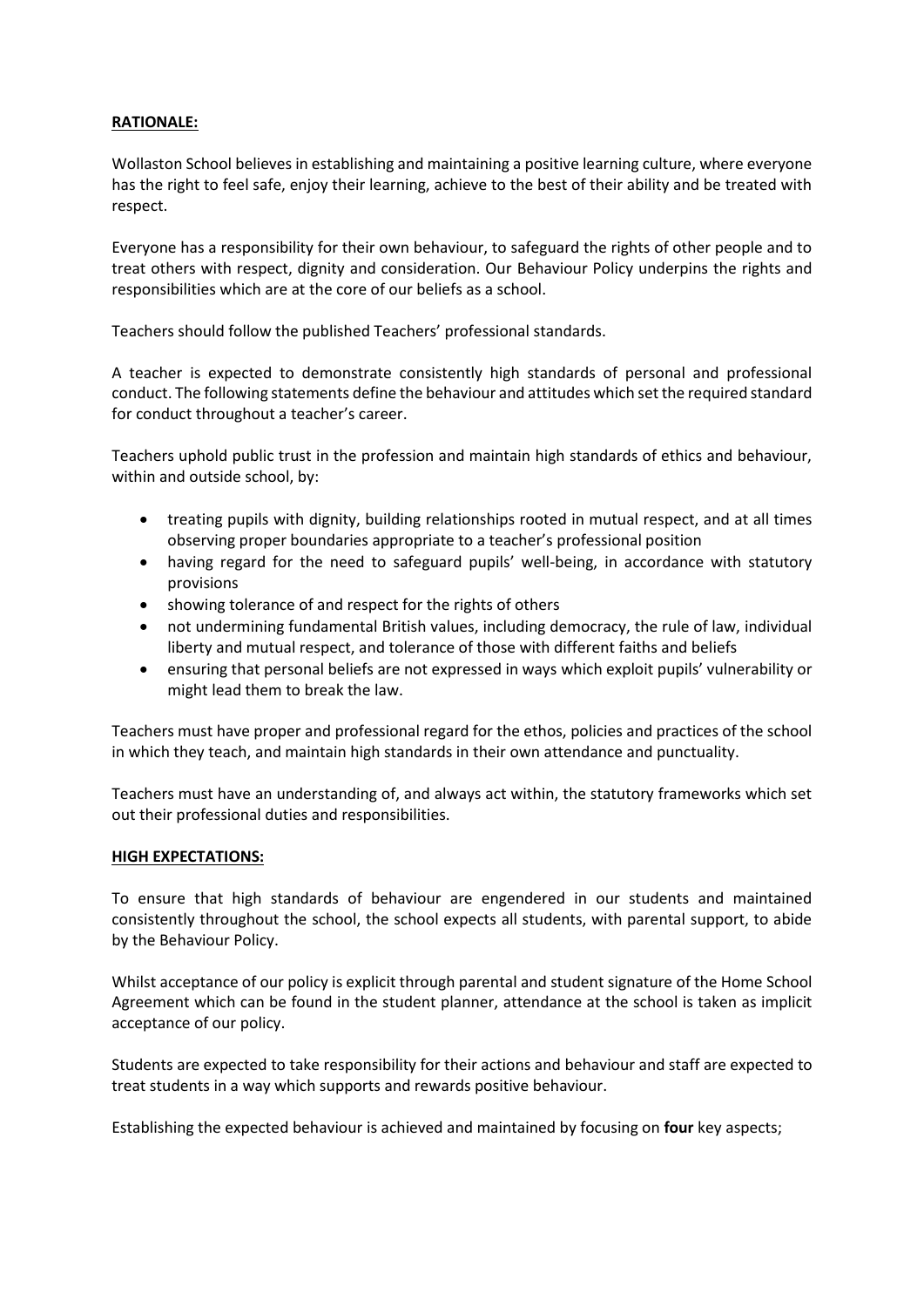## RATIONALE:

Wollaston School believes in establishing and maintaining a positive learning culture, where everyone has the right to feel safe, enjoy their learning, achieve to the best of their ability and be treated with respect.

Everyone has a responsibility for their own behaviour, to safeguard the rights of other people and to treat others with respect, dignity and consideration. Our Behaviour Policy underpins the rights and responsibilities which are at the core of our beliefs as a school.

Teachers should follow the published Teachers' professional standards.

A teacher is expected to demonstrate consistently high standards of personal and professional conduct. The following statements define the behaviour and attitudes which set the required standard for conduct throughout a teacher's career.

Teachers uphold public trust in the profession and maintain high standards of ethics and behaviour, within and outside school, by:

- treating pupils with dignity, building relationships rooted in mutual respect, and at all times observing proper boundaries appropriate to a teacher's professional position
- having regard for the need to safeguard pupils' well-being, in accordance with statutory provisions
- showing tolerance of and respect for the rights of others
- not undermining fundamental British values, including democracy, the rule of law, individual liberty and mutual respect, and tolerance of those with different faiths and beliefs
- ensuring that personal beliefs are not expressed in ways which exploit pupils' vulnerability or might lead them to break the law.

Teachers must have proper and professional regard for the ethos, policies and practices of the school in which they teach, and maintain high standards in their own attendance and punctuality.

Teachers must have an understanding of, and always act within, the statutory frameworks which set out their professional duties and responsibilities.

## HIGH EXPECTATIONS:

To ensure that high standards of behaviour are engendered in our students and maintained consistently throughout the school, the school expects all students, with parental support, to abide by the Behaviour Policy.

Whilst acceptance of our policy is explicit through parental and student signature of the Home School Agreement which can be found in the student planner, attendance at the school is taken as implicit acceptance of our policy.

Students are expected to take responsibility for their actions and behaviour and staff are expected to treat students in a way which supports and rewards positive behaviour.

Establishing the expected behaviour is achieved and maintained by focusing on **four** key aspects;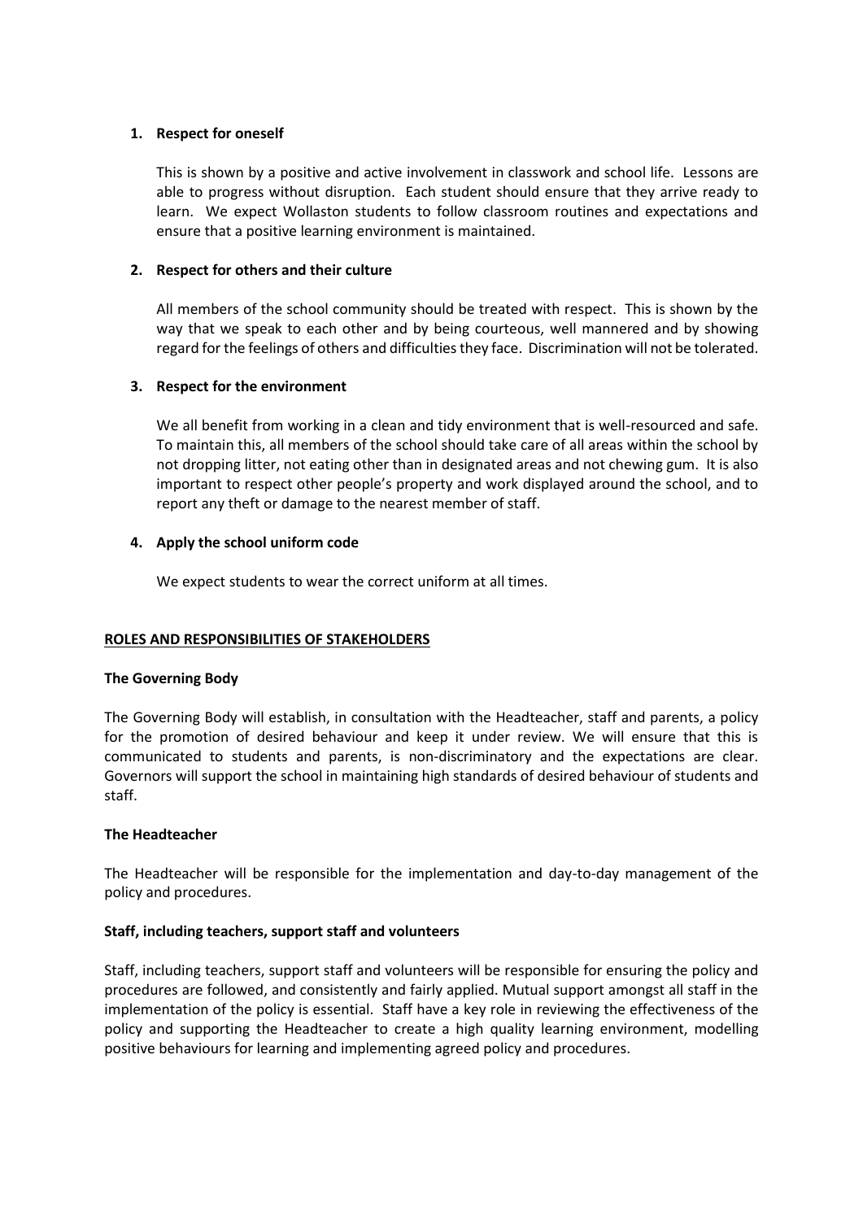1. **Respect for oneself**

   This is shown by a positive and active involvement in classwork and school life. Lessons are able to progress without disruption. Each student should ensure that they arrive ready to learn. We expect Wollaston students to follow classroom routines and expectations and ensure that a positive learning environment is maintained.

2. **Respect for others and their culture**

   All members of the school community should be treated with respect. This is shown by the way that we speak to each other and by being courteous, well mannered and by showing regard for the feelings of others and difficulties they face. Discrimination will not be tolerated.

3. **Respect for the environment**

   We all benefit from working in a clean and tidy environment that is well-resourced and safe. To maintain this, all members of the school should take care of all areas within the school by not dropping litter, not eating other than in designated areas and not chewing gum. It is also important to respect other people's property and work displayed around the school, and to report any theft or damage to the nearest member of staff.

4. **Apply the school uniform code**

   We expect students to wear the correct uniform at all times.

## ROLES AND RESPONSIBILITIES OF STAKEHOLDERS

### The Governing Body

The Governing Body will establish, in consultation with the Headteacher, staff and parents, a policy for the promotion of desired behaviour and keep it under review. We will ensure that this is communicated to students and parents, is non-discriminatory and the expectations are clear. Governors will support the school in maintaining high standards of desired behaviour of students and staff.

### The Headteacher

The Headteacher will be responsible for the implementation and day-to-day management of the policy and procedures.

### Staff, including teachers, support staff and volunteers

Staff, including teachers, support staff and volunteers will be responsible for ensuring the policy and procedures are followed, and consistently and fairly applied. Mutual support amongst all staff in the implementation of the policy is essential. Staff have a key role in reviewing the effectiveness of the policy and supporting the Headteacher to create a high quality learning environment, modelling positive behaviours for learning and implementing agreed policy and procedures.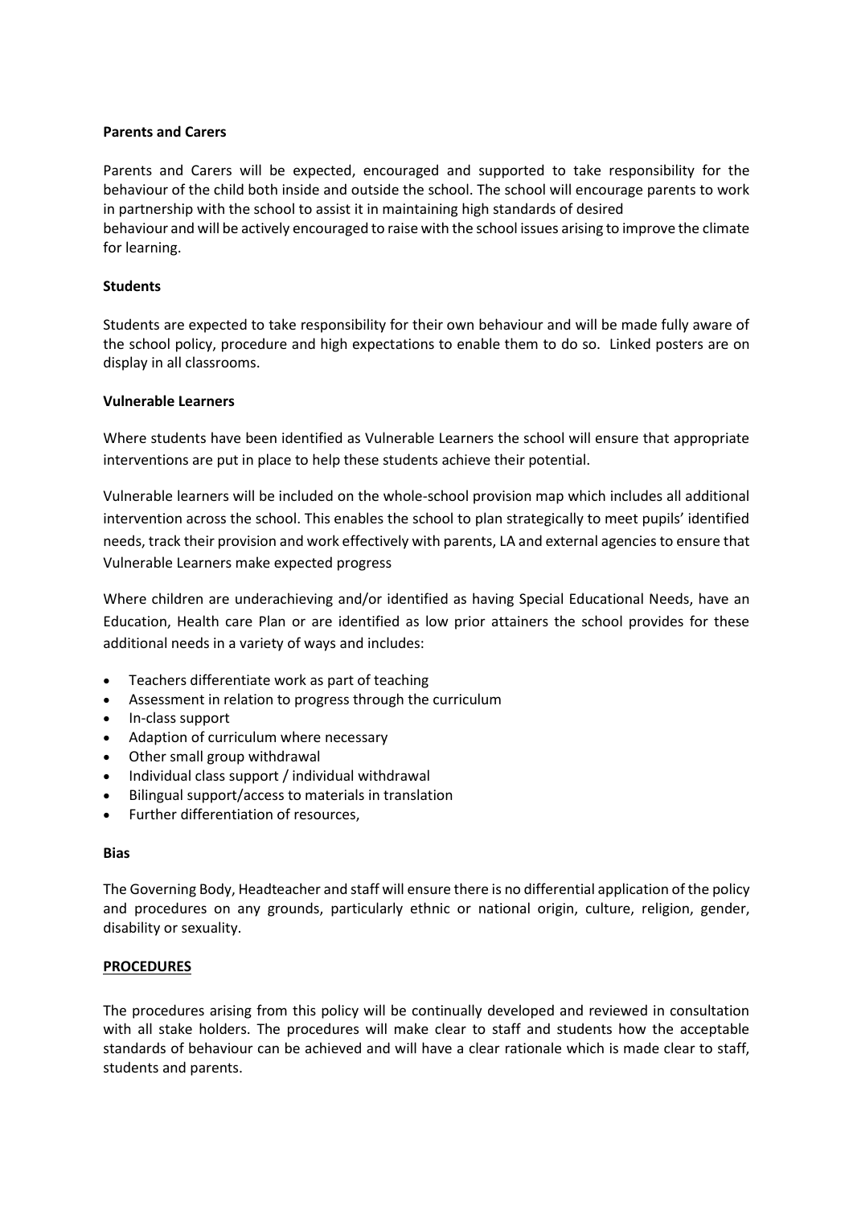**Parents and Carers**

Parents and Carers will be expected, encouraged and supported to take responsibility for the behaviour of the child both inside and outside the school. The school will encourage parents to work in partnership with the school to assist it in maintaining high standards of desired behaviour and will be actively encouraged to raise with the school issues arising to improve the climate for learning.

**Students**

Students are expected to take responsibility for their own behaviour and will be made fully aware of the school policy, procedure and high expectations to enable them to do so. Linked posters are on display in all classrooms.

**Vulnerable Learners**

Where students have been identified as Vulnerable Learners the school will ensure that appropriate interventions are put in place to help these students achieve their potential.

Vulnerable learners will be included on the whole-school provision map which includes all additional intervention across the school. This enables the school to plan strategically to meet pupils' identified needs, track their provision and work effectively with parents, LA and external agencies to ensure that Vulnerable Learners make expected progress

Where children are underachieving and/or identified as having Special Educational Needs, have an Education, Health care Plan or are identified as low prior attainers the school provides for these additional needs in a variety of ways and includes:

- Teachers differentiate work as part of teaching
- Assessment in relation to progress through the curriculum
- In-class support
- Adaption of curriculum where necessary
- Other small group withdrawal
- Individual class support / individual withdrawal
- Bilingual support/access to materials in translation
- Further differentiation of resources,

**Bias**

The Governing Body, Headteacher and staff will ensure there is no differential application of the policy and procedures on any grounds, particularly ethnic or national origin, culture, religion, gender, disability or sexuality.

**PROCEDURES**

The procedures arising from this policy will be continually developed and reviewed in consultation with all stake holders. The procedures will make clear to staff and students how the acceptable standards of behaviour can be achieved and will have a clear rationale which is made clear to staff, students and parents.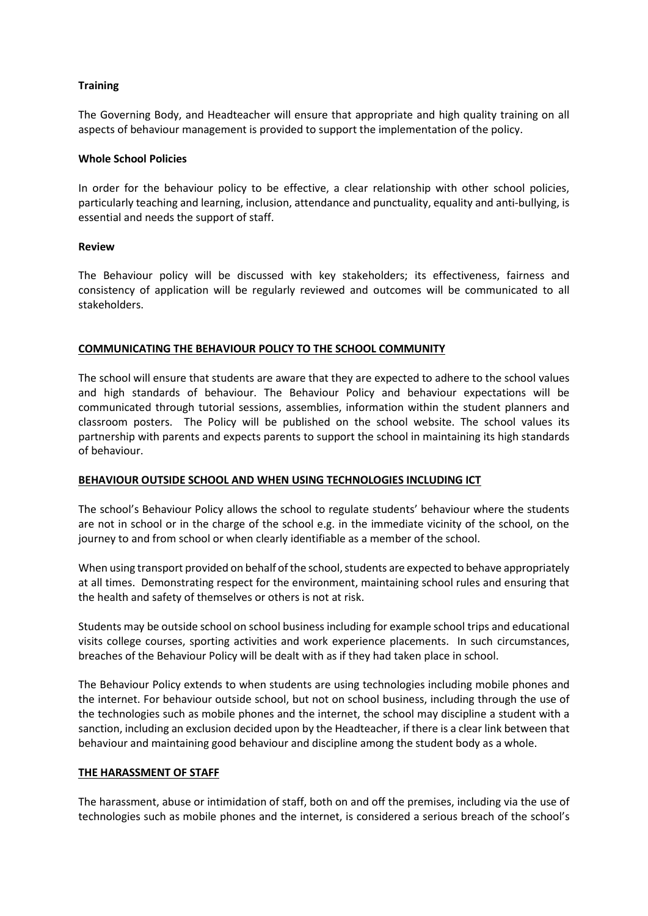**Training**

The Governing Body, and Headteacher will ensure that appropriate and high quality training on all aspects of behaviour management is provided to support the implementation of the policy.

**Whole School Policies**

In order for the behaviour policy to be effective, a clear relationship with other school policies, particularly teaching and learning, inclusion, attendance and punctuality, equality and anti-bullying, is essential and needs the support of staff.

**Review**

The Behaviour policy will be discussed with key stakeholders; its effectiveness, fairness and consistency of application will be regularly reviewed and outcomes will be communicated to all stakeholders.

## COMMUNICATING THE BEHAVIOUR POLICY TO THE SCHOOL COMMUNITY

The school will ensure that students are aware that they are expected to adhere to the school values and high standards of behaviour. The Behaviour Policy and behaviour expectations will be communicated through tutorial sessions, assemblies, information within the student planners and classroom posters. The Policy will be published on the school website. The school values its partnership with parents and expects parents to support the school in maintaining its high standards of behaviour.

## BEHAVIOUR OUTSIDE SCHOOL AND WHEN USING TECHNOLOGIES INCLUDING ICT

The school's Behaviour Policy allows the school to regulate students' behaviour where the students are not in school or in the charge of the school e.g. in the immediate vicinity of the school, on the journey to and from school or when clearly identifiable as a member of the school.

When using transport provided on behalf of the school, students are expected to behave appropriately at all times. Demonstrating respect for the environment, maintaining school rules and ensuring that the health and safety of themselves or others is not at risk.

Students may be outside school on school business including for example school trips and educational visits college courses, sporting activities and work experience placements. In such circumstances, breaches of the Behaviour Policy will be dealt with as if they had taken place in school.

The Behaviour Policy extends to when students are using technologies including mobile phones and the internet. For behaviour outside school, but not on school business, including through the use of the technologies such as mobile phones and the internet, the school may discipline a student with a sanction, including an exclusion decided upon by the Headteacher, if there is a clear link between that behaviour and maintaining good behaviour and discipline among the student body as a whole.

## THE HARASSMENT OF STAFF

The harassment, abuse or intimidation of staff, both on and off the premises, including via the use of technologies such as mobile phones and the internet, is considered a serious breach of the school's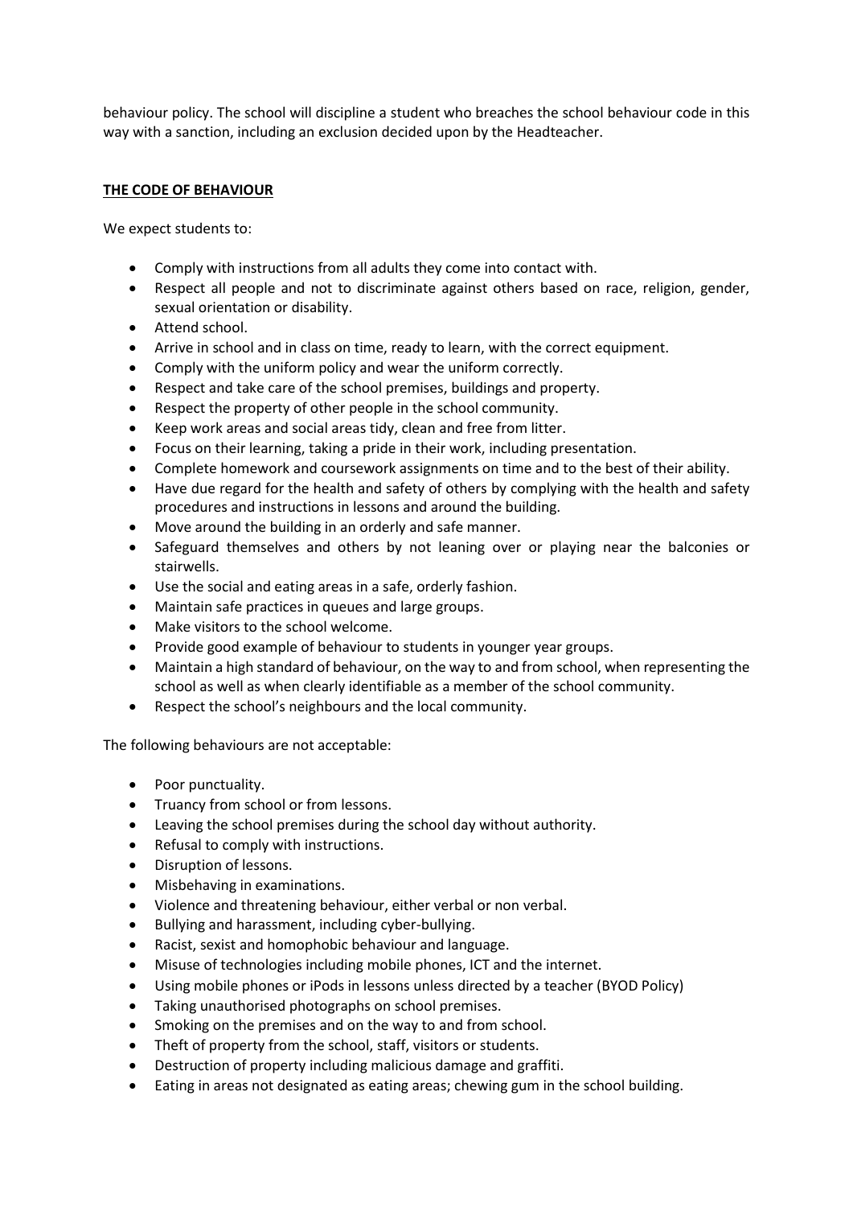behaviour policy. The school will discipline a student who breaches the school behaviour code in this way with a sanction, including an exclusion decided upon by the Headteacher.

## THE CODE OF BEHAVIOUR

We expect students to:

- Comply with instructions from all adults they come into contact with.
- Respect all people and not to discriminate against others based on race, religion, gender, sexual orientation or disability.
- Attend school.
- Arrive in school and in class on time, ready to learn, with the correct equipment.
- Comply with the uniform policy and wear the uniform correctly.
- Respect and take care of the school premises, buildings and property.
- Respect the property of other people in the school community.
- Keep work areas and social areas tidy, clean and free from litter.
- Focus on their learning, taking a pride in their work, including presentation.
- Complete homework and coursework assignments on time and to the best of their ability.
- Have due regard for the health and safety of others by complying with the health and safety procedures and instructions in lessons and around the building.
- Move around the building in an orderly and safe manner.
- Safeguard themselves and others by not leaning over or playing near the balconies or stairwells.
- Use the social and eating areas in a safe, orderly fashion.
- Maintain safe practices in queues and large groups.
- Make visitors to the school welcome.
- Provide good example of behaviour to students in younger year groups.
- Maintain a high standard of behaviour, on the way to and from school, when representing the school as well as when clearly identifiable as a member of the school community.
- Respect the school's neighbours and the local community.

The following behaviours are not acceptable:

- Poor punctuality.
- Truancy from school or from lessons.
- Leaving the school premises during the school day without authority.
- Refusal to comply with instructions.
- Disruption of lessons.
- Misbehaving in examinations.
- Violence and threatening behaviour, either verbal or non verbal.
- Bullying and harassment, including cyber-bullying.
- Racist, sexist and homophobic behaviour and language.
- Misuse of technologies including mobile phones, ICT and the internet.
- Using mobile phones or iPods in lessons unless directed by a teacher (BYOD Policy)
- Taking unauthorised photographs on school premises.
- Smoking on the premises and on the way to and from school.
- Theft of property from the school, staff, visitors or students.
- Destruction of property including malicious damage and graffiti.
- Eating in areas not designated as eating areas; chewing gum in the school building.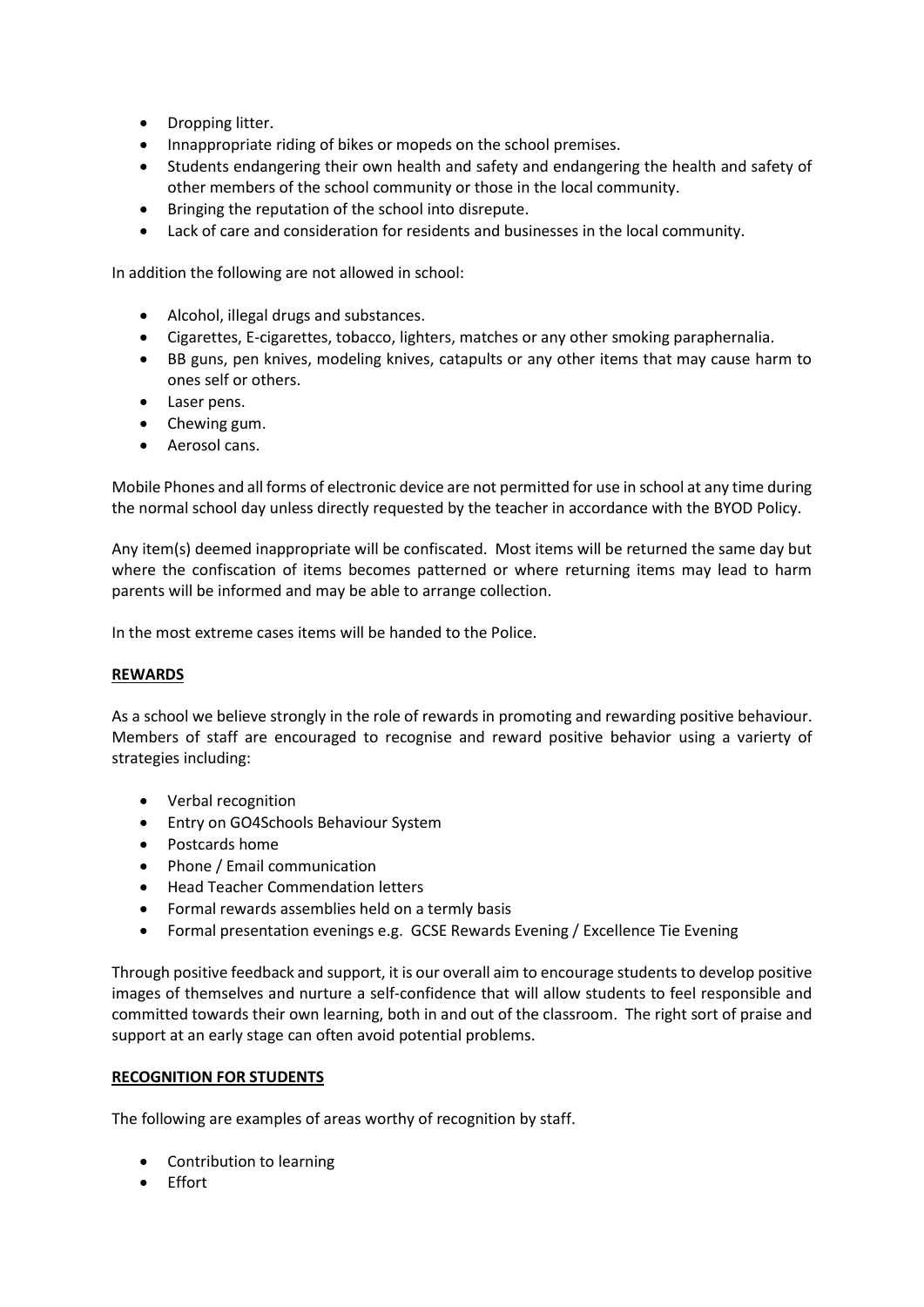- Dropping litter.
- Innappropriate riding of bikes or mopeds on the school premises.
- Students endangering their own health and safety and endangering the health and safety of other members of the school community or those in the local community.
- Bringing the reputation of the school into disrepute.
- Lack of care and consideration for residents and businesses in the local community.

In addition the following are not allowed in school:

- Alcohol, illegal drugs and substances.
- Cigarettes, E-cigarettes, tobacco, lighters, matches or any other smoking paraphernalia.
- BB guns, pen knives, modeling knives, catapults or any other items that may cause harm to ones self or others.
- Laser pens.
- Chewing gum.
- Aerosol cans.

Mobile Phones and all forms of electronic device are not permitted for use in school at any time during the normal school day unless directly requested by the teacher in accordance with the BYOD Policy.

Any item(s) deemed inappropriate will be confiscated. Most items will be returned the same day but where the confiscation of items becomes patterned or where returning items may lead to harm parents will be informed and may be able to arrange collection.

In the most extreme cases items will be handed to the Police.

**REWARDS**

As a school we believe strongly in the role of rewards in promoting and rewarding positive behaviour. Members of staff are encouraged to recognise and reward positive behavior using a varierty of strategies including:

- Verbal recognition
- Entry on GO4Schools Behaviour System
- Postcards home
- Phone / Email communication
- Head Teacher Commendation letters
- Formal rewards assemblies held on a termly basis
- Formal presentation evenings e.g. GCSE Rewards Evening / Excellence Tie Evening

Through positive feedback and support, it is our overall aim to encourage students to develop positive images of themselves and nurture a self-confidence that will allow students to feel responsible and committed towards their own learning, both in and out of the classroom. The right sort of praise and support at an early stage can often avoid potential problems.

**RECOGNITION FOR STUDENTS**

The following are examples of areas worthy of recognition by staff.

- Contribution to learning
- Effort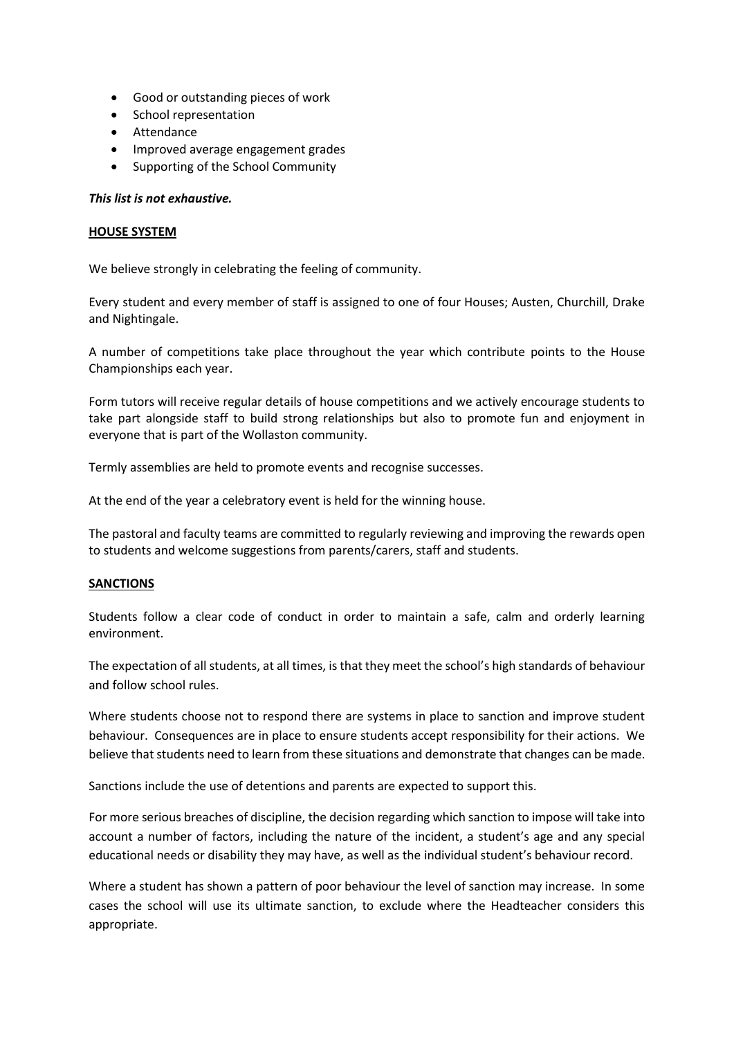- Good or outstanding pieces of work
- School representation
- Attendance
- Improved average engagement grades
- Supporting of the School Community

***This list is not exhaustive.***

## **HOUSE SYSTEM**

We believe strongly in celebrating the feeling of community.

Every student and every member of staff is assigned to one of four Houses; Austen, Churchill, Drake and Nightingale.

A number of competitions take place throughout the year which contribute points to the House Championships each year.

Form tutors will receive regular details of house competitions and we actively encourage students to take part alongside staff to build strong relationships but also to promote fun and enjoyment in everyone that is part of the Wollaston community.

Termly assemblies are held to promote events and recognise successes.

At the end of the year a celebratory event is held for the winning house.

The pastoral and faculty teams are committed to regularly reviewing and improving the rewards open to students and welcome suggestions from parents/carers, staff and students.

## **SANCTIONS**

Students follow a clear code of conduct in order to maintain a safe, calm and orderly learning environment.

The expectation of all students, at all times, is that they meet the school's high standards of behaviour and follow school rules.

Where students choose not to respond there are systems in place to sanction and improve student behaviour. Consequences are in place to ensure students accept responsibility for their actions. We believe that students need to learn from these situations and demonstrate that changes can be made.

Sanctions include the use of detentions and parents are expected to support this.

For more serious breaches of discipline, the decision regarding which sanction to impose will take into account a number of factors, including the nature of the incident, a student's age and any special educational needs or disability they may have, as well as the individual student's behaviour record.

Where a student has shown a pattern of poor behaviour the level of sanction may increase. In some cases the school will use its ultimate sanction, to exclude where the Headteacher considers this appropriate.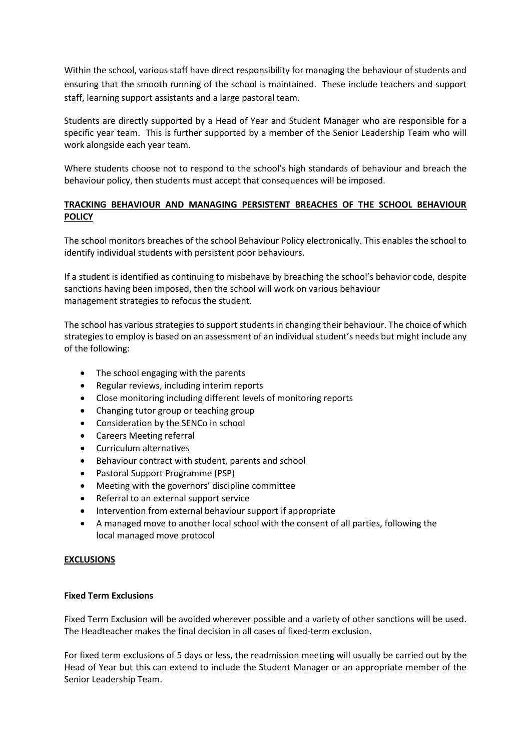Within the school, various staff have direct responsibility for managing the behaviour of students and ensuring that the smooth running of the school is maintained. These include teachers and support staff, learning support assistants and a large pastoral team.

Students are directly supported by a Head of Year and Student Manager who are responsible for a specific year team. This is further supported by a member of the Senior Leadership Team who will work alongside each year team.

Where students choose not to respond to the school's high standards of behaviour and breach the behaviour policy, then students must accept that consequences will be imposed.

## TRACKING BEHAVIOUR AND MANAGING PERSISTENT BREACHES OF THE SCHOOL BEHAVIOUR POLICY

The school monitors breaches of the school Behaviour Policy electronically. This enables the school to identify individual students with persistent poor behaviours.

If a student is identified as continuing to misbehave by breaching the school's behavior code, despite sanctions having been imposed, then the school will work on various behaviour management strategies to refocus the student.

The school has various strategies to support students in changing their behaviour. The choice of which strategies to employ is based on an assessment of an individual student's needs but might include any of the following:

- The school engaging with the parents
- Regular reviews, including interim reports
- Close monitoring including different levels of monitoring reports
- Changing tutor group or teaching group
- Consideration by the SENCo in school
- Careers Meeting referral
- Curriculum alternatives
- Behaviour contract with student, parents and school
- Pastoral Support Programme (PSP)
- Meeting with the governors' discipline committee
- Referral to an external support service
- Intervention from external behaviour support if appropriate
- A managed move to another local school with the consent of all parties, following the local managed move protocol

## EXCLUSIONS

### Fixed Term Exclusions

Fixed Term Exclusion will be avoided wherever possible and a variety of other sanctions will be used. The Headteacher makes the final decision in all cases of fixed-term exclusion.

For fixed term exclusions of 5 days or less, the readmission meeting will usually be carried out by the Head of Year but this can extend to include the Student Manager or an appropriate member of the Senior Leadership Team.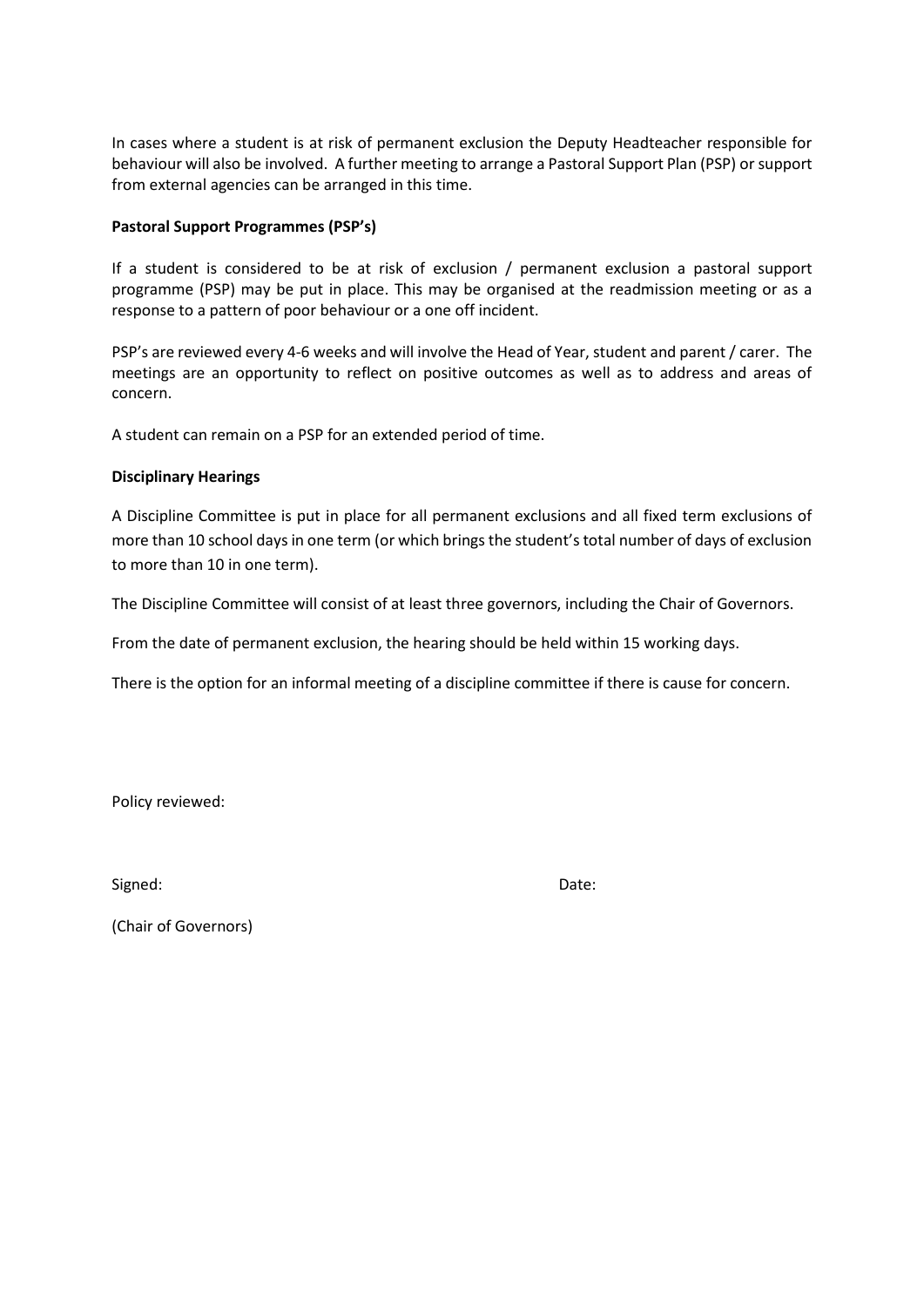In cases where a student is at risk of permanent exclusion the Deputy Headteacher responsible for behaviour will also be involved. A further meeting to arrange a Pastoral Support Plan (PSP) or support from external agencies can be arranged in this time.

**Pastoral Support Programmes (PSP's)**

If a student is considered to be at risk of exclusion / permanent exclusion a pastoral support programme (PSP) may be put in place. This may be organised at the readmission meeting or as a response to a pattern of poor behaviour or a one off incident.

PSP's are reviewed every 4-6 weeks and will involve the Head of Year, student and parent / carer. The meetings are an opportunity to reflect on positive outcomes as well as to address and areas of concern.

A student can remain on a PSP for an extended period of time.

**Disciplinary Hearings**

A Discipline Committee is put in place for all permanent exclusions and all fixed term exclusions of more than 10 school days in one term (or which brings the student's total number of days of exclusion to more than 10 in one term).

The Discipline Committee will consist of at least three governors, including the Chair of Governors.

From the date of permanent exclusion, the hearing should be held within 15 working days.

There is the option for an informal meeting of a discipline committee if there is cause for concern.

Policy reviewed:

Signed: Date:

(Chair of Governors)